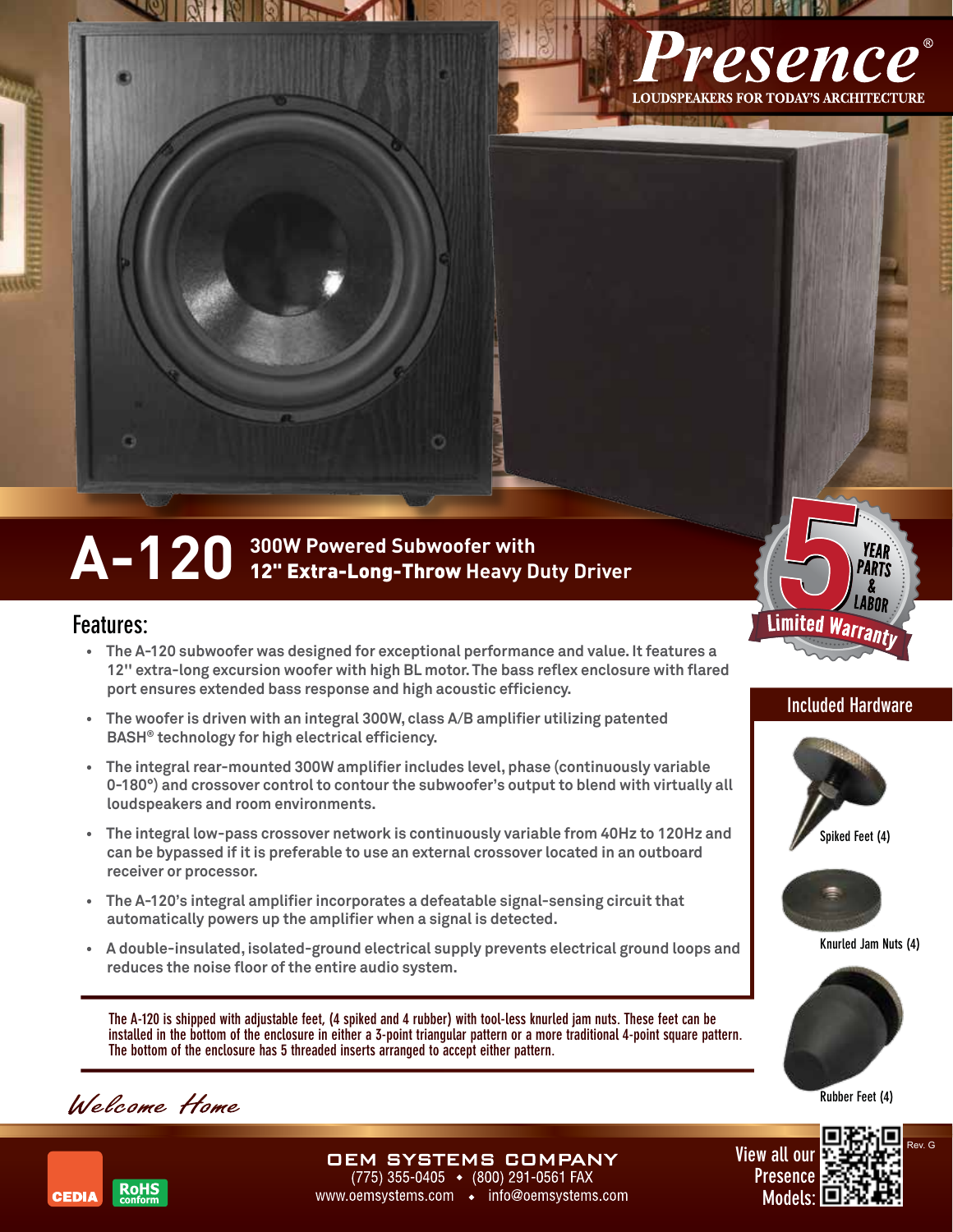# Presence®

LOUDSPEAKERS FOR TODAY'S ARCHITECTURE

# A-120

## 300W Powered Subwoofer with 12" **Extra-Long-Throw** Heavy Duty Driver

5 YEAR PARTS & LABOR Limited Warranty

## Features:

- The A-120 subwoofer was designed for exceptional performance and value. It features a 12" extra-long excursion woofer with high BL motor. The bass reflex enclosure with flared port ensures extended bass response and high acoustic efficiency.
- The woofer is driven with an integral 300W, class A/B amplifier utilizing patented BASH® technology for high electrical efficiency.
- The integral rear-mounted 300W amplifier includes level, phase (continuously variable 0-180°) and crossover control to contour the subwoofer's output to blend with virtually all loudspeakers and room environments.
- The integral low-pass crossover network is continuously variable from 40Hz to 120Hz and can be bypassed if it is preferable to use an external crossover located in an outboard receiver or processor.
- The A-120's integral amplifier incorporates a defeatable signal-sensing circuit that automatically powers up the amplifier when a signal is detected.
- A double-insulated, isolated-ground electrical supply prevents electrical ground loops and reduces the noise floor of the entire audio system.

The A-120 is shipped with adjustable feet, (4 spiked and 4 rubber) with tool-less knurled jam nuts. These feet can be installed in the bottom of the enclosure in either a 3-point triangular pattern or a more traditional 4-point square pattern. The bottom of the enclosure has 5 threaded inserts arranged to accept either pattern.

## Included Hardware

Spiked Feet (4)

Knurled Jam Nuts (4)

Rubber Feet (4)

*Welcome Home*

CEDIA

RoHS conform

**OEM SYSTEMS COMPANY**
(775) 355-0405 • (800) 291-0561 FAX
www.oemsystems.com • info@oemsystems.com

View all our Presence Models:

Rev. G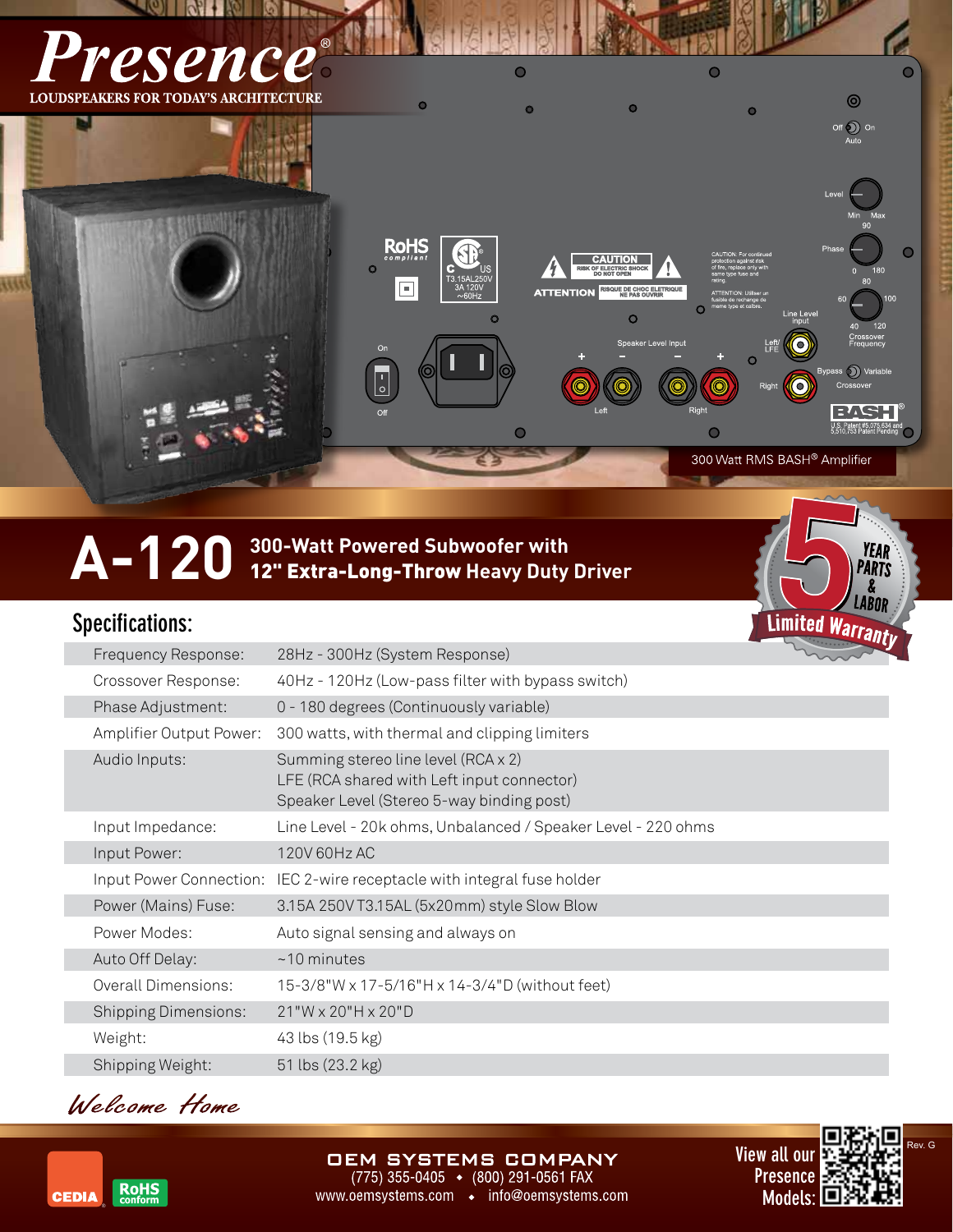# Presence®

LOUDSPEAKERS FOR TODAY'S ARCHITECTURE

300 Watt RMS BASH® Amplifier

## A-120 300-Watt Powered Subwoofer with 12" Extra-Long-Throw Heavy Duty Driver

5 YEAR PARTS & LABOR Limited Warranty

## Specifications:

| | |
|---|---|
| Frequency Response: | 28Hz - 300Hz (System Response) |
| Crossover Response: | 40Hz - 120Hz (Low-pass filter with bypass switch) |
| Phase Adjustment: | 0 - 180 degrees (Continuously variable) |
| Amplifier Output Power: | 300 watts, with thermal and clipping limiters |
| Audio Inputs: | Summing stereo line level (RCA x 2)<br>LFE (RCA shared with Left input connector)<br>Speaker Level (Stereo 5-way binding post) |
| Input Impedance: | Line Level - 20k ohms, Unbalanced / Speaker Level - 220 ohms |
| Input Power: | 120V 60Hz AC |
| Input Power Connection: | IEC 2-wire receptacle with integral fuse holder |
| Power (Mains) Fuse: | 3.15A 250V T3.15AL (5x20mm) style Slow Blow |
| Power Modes: | Auto signal sensing and always on |
| Auto Off Delay: | ~10 minutes |
| Overall Dimensions: | 15-3/8"W x 17-5/16"H x 14-3/4"D (without feet) |
| Shipping Dimensions: | 21"W x 20"H x 20"D |
| Weight: | 43 lbs (19.5 kg) |
| Shipping Weight: | 51 lbs (23.2 kg) |

*Welcome Home*

**OEM SYSTEMS COMPANY**
(775) 355-0405 • (800) 291-0561 FAX
www.oemsystems.com • info@oemsystems.com

View all our Presence Models:

Rev. G